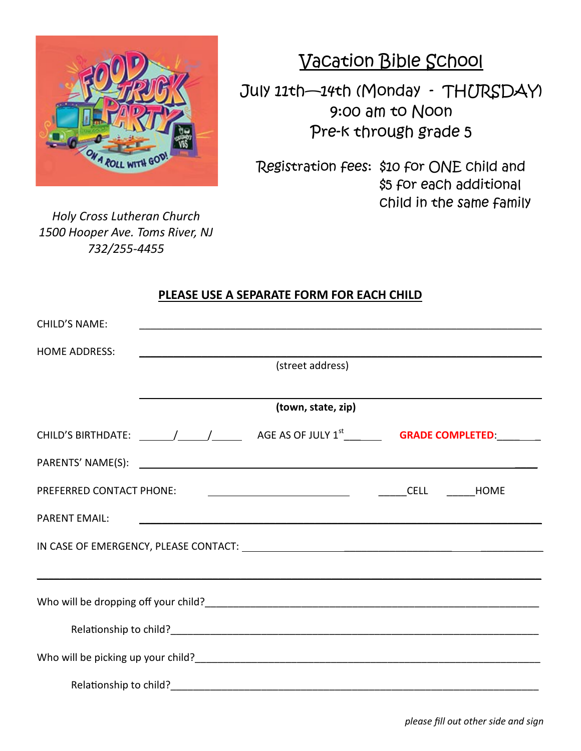# Vacation Bible School

July 11th—14th (Monday - THURSDAY)
9:00 am to Noon
Pre-K through grade 5

Registration fees: $10 for ONE child and $5 for each additional child in the same family

*Holy Cross Lutheran Church*
*1500 Hooper Ave. Toms River, NJ*
*732/255-4455*

**PLEASE USE A SEPARATE FORM FOR EACH CHILD**

CHILD'S NAME: ____________________________________________

HOME ADDRESS: ____________________________________________
(street address)

____________________________________________
**(town, state, zip)**

CHILD'S BIRTHDATE: ______/_____/______ AGE AS OF JULY 1st________ **GRADE COMPLETED**:________

PARENTS' NAME(S): ____________________________________________

PREFERRED CONTACT PHONE: ______________________ _____CELL _____HOME

PARENT EMAIL: ____________________________________________

IN CASE OF EMERGENCY, PLEASE CONTACT: ____________________________________________

____________________________________________

Who will be dropping off your child?____________________________________________

Relationship to child?____________________________________________

Who will be picking up your child?____________________________________________

Relationship to child?____________________________________________

*please fill out other side and sign*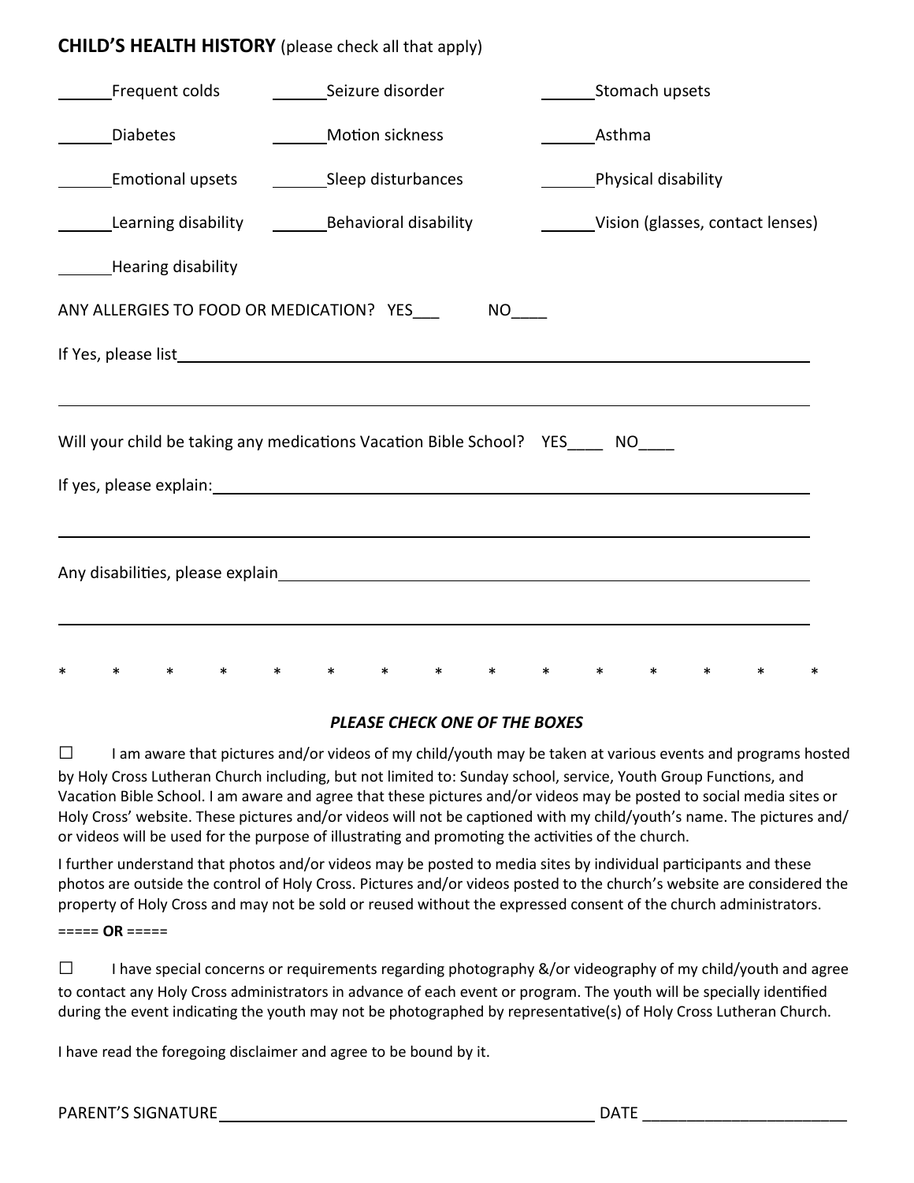## **CHILD'S HEALTH HISTORY** (please check all that apply)

______Frequent colds ______Seizure disorder ______Stomach upsets

______Diabetes ______Motion sickness ______Asthma

______Emotional upsets ______Sleep disturbances ______Physical disability

______Learning disability ______Behavioral disability ______Vision (glasses, contact lenses)

______Hearing disability

ANY ALLERGIES TO FOOD OR MEDICATION? YES___ NO____

If Yes, please list________________________________________________________________

________________________________________________________________________________

Will your child be taking any medications Vacation Bible School? YES____ NO____

If yes, please explain:______________________________________________________________

________________________________________________________________________________

Any disabilities, please explain______________________________________________________

________________________________________________________________________________

\* \* \* \* \* \* \* \* \* \* \* \* \* \* \*

***PLEASE CHECK ONE OF THE BOXES***

☐ I am aware that pictures and/or videos of my child/youth may be taken at various events and programs hosted by Holy Cross Lutheran Church including, but not limited to: Sunday school, service, Youth Group Functions, and Vacation Bible School. I am aware and agree that these pictures and/or videos may be posted to social media sites or Holy Cross' website. These pictures and/or videos will not be captioned with my child/youth's name. The pictures and/or videos will be used for the purpose of illustrating and promoting the activities of the church.

I further understand that photos and/or videos may be posted to media sites by individual participants and these photos are outside the control of Holy Cross. Pictures and/or videos posted to the church's website are considered the property of Holy Cross and may not be sold or reused without the expressed consent of the church administrators.

===== **OR** =====

☐ I have special concerns or requirements regarding photography &/or videography of my child/youth and agree to contact any Holy Cross administrators in advance of each event or program. The youth will be specially identified during the event indicating the youth may not be photographed by representative(s) of Holy Cross Lutheran Church.

I have read the foregoing disclaimer and agree to be bound by it.

PARENT'S SIGNATURE_____________________________________________ DATE ________________________